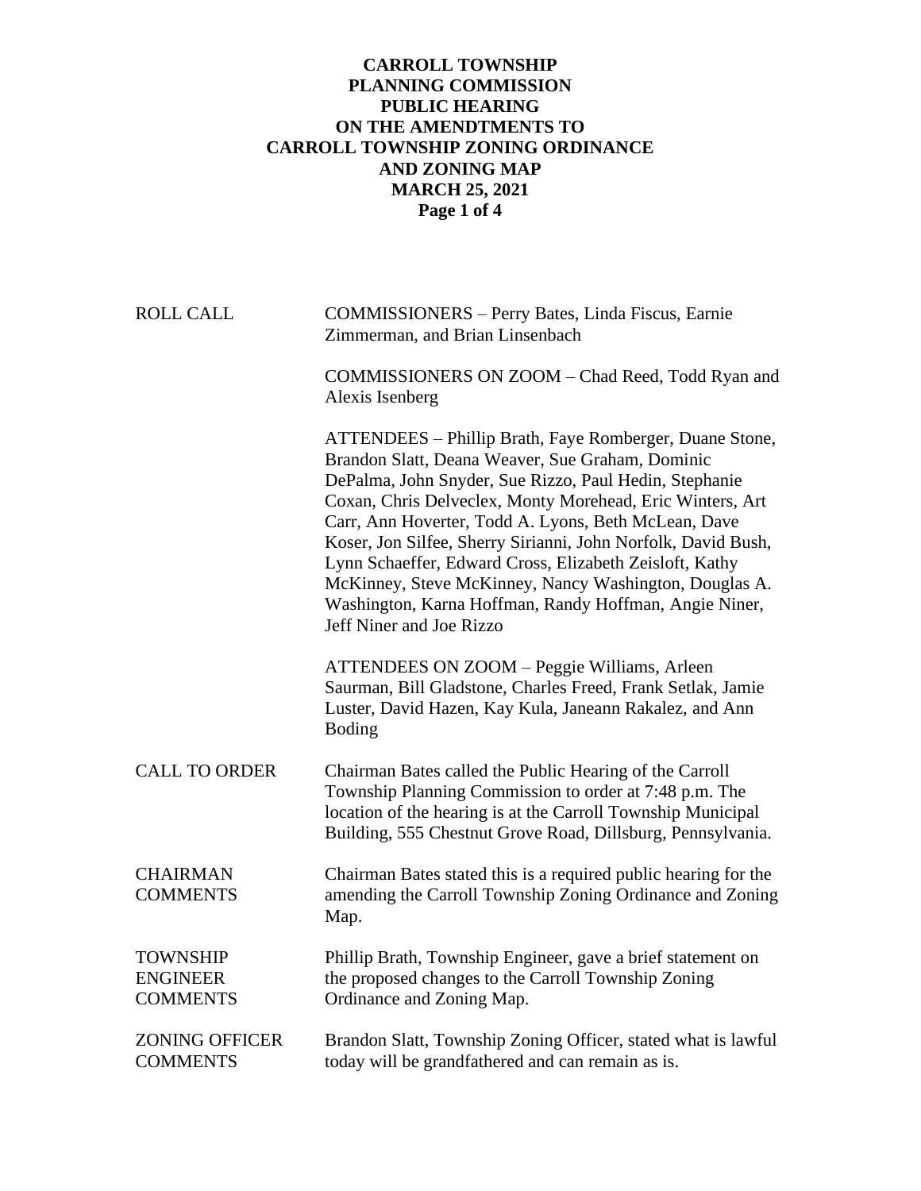# CARROLL TOWNSHIP
# PLANNING COMMISSION
# PUBLIC HEARING
# ON THE AMENDTMENTS TO
# CARROLL TOWNSHIP ZONING ORDINANCE
# AND ZONING MAP
# MARCH 25, 2021

| | |
|---|---|
| ROLL CALL | COMMISSIONERS – Perry Bates, Linda Fiscus, Earnie Zimmerman, and Brian Linsenbach |
| | COMMISSIONERS ON ZOOM – Chad Reed, Todd Ryan and Alexis Isenberg |
| | ATTENDEES – Phillip Brath, Faye Romberger, Duane Stone, Brandon Slatt, Deana Weaver, Sue Graham, Dominic DePalma, John Snyder, Sue Rizzo, Paul Hedin, Stephanie Coxan, Chris Delveclex, Monty Morehead, Eric Winters, Art Carr, Ann Hoverter, Todd A. Lyons, Beth McLean, Dave Koser, Jon Silfee, Sherry Sirianni, John Norfolk, David Bush, Lynn Schaeffer, Edward Cross, Elizabeth Zeisloft, Kathy McKinney, Steve McKinney, Nancy Washington, Douglas A. Washington, Karna Hoffman, Randy Hoffman, Angie Niner, Jeff Niner and Joe Rizzo |
| | ATTENDEES ON ZOOM – Peggie Williams, Arleen Saurman, Bill Gladstone, Charles Freed, Frank Setlak, Jamie Luster, David Hazen, Kay Kula, Janeann Rakalez, and Ann Boding |
| CALL TO ORDER | Chairman Bates called the Public Hearing of the Carroll Township Planning Commission to order at 7:48 p.m. The location of the hearing is at the Carroll Township Municipal Building, 555 Chestnut Grove Road, Dillsburg, Pennsylvania. |
| CHAIRMAN COMMENTS | Chairman Bates stated this is a required public hearing for the amending the Carroll Township Zoning Ordinance and Zoning Map. |
| TOWNSHIP ENGINEER COMMENTS | Phillip Brath, Township Engineer, gave a brief statement on the proposed changes to the Carroll Township Zoning Ordinance and Zoning Map. |
| ZONING OFFICER COMMENTS | Brandon Slatt, Township Zoning Officer, stated what is lawful today will be grandfathered and can remain as is. |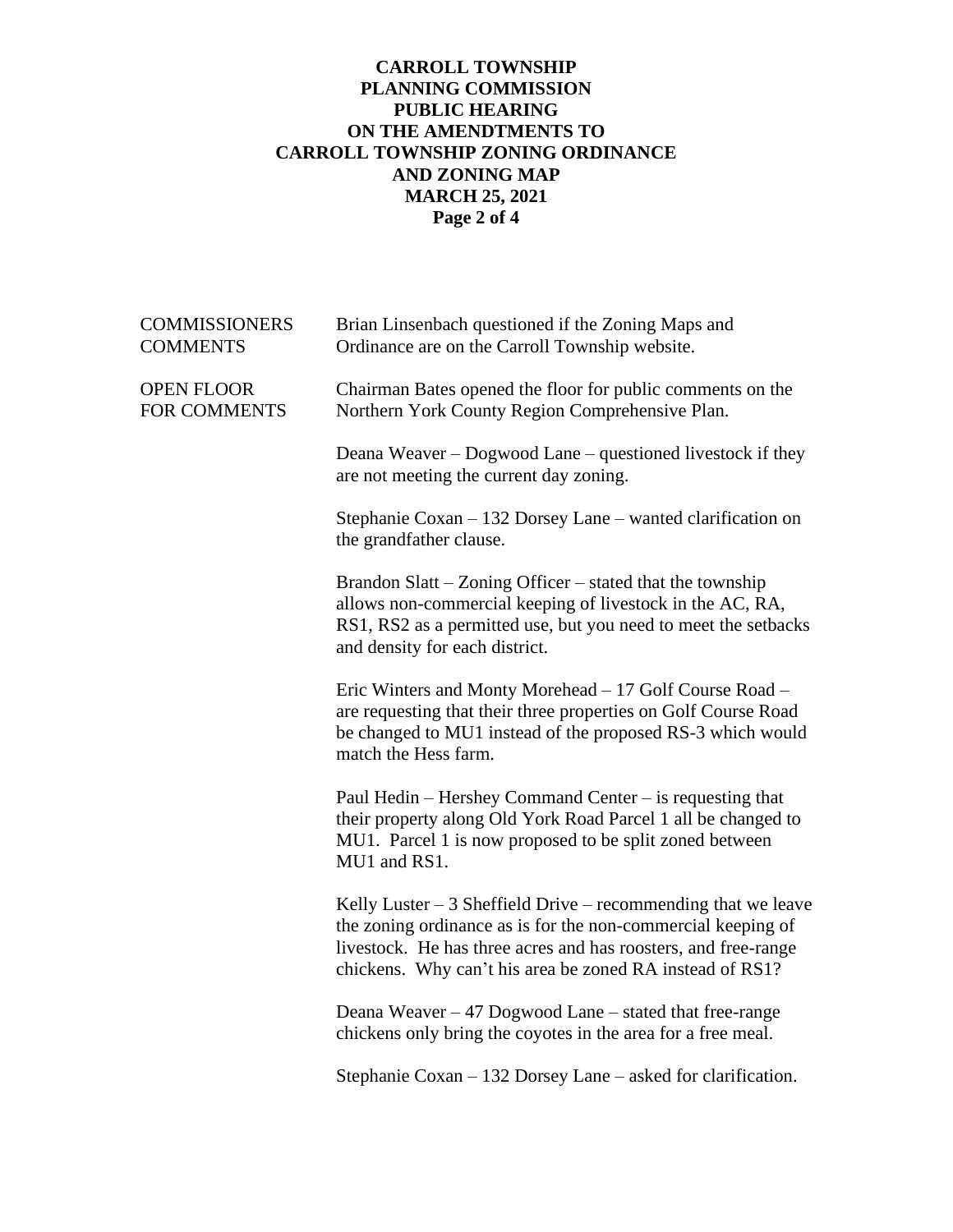**COMMISSIONERS COMMENTS**

Brian Linsenbach questioned if the Zoning Maps and Ordinance are on the Carroll Township website.

**OPEN FLOOR FOR COMMENTS**

Chairman Bates opened the floor for public comments on the Northern York County Region Comprehensive Plan.

Deana Weaver – Dogwood Lane – questioned livestock if they are not meeting the current day zoning.

Stephanie Coxan – 132 Dorsey Lane – wanted clarification on the grandfather clause.

Brandon Slatt – Zoning Officer – stated that the township allows non-commercial keeping of livestock in the AC, RA, RS1, RS2 as a permitted use, but you need to meet the setbacks and density for each district.

Eric Winters and Monty Morehead – 17 Golf Course Road – are requesting that their three properties on Golf Course Road be changed to MU1 instead of the proposed RS-3 which would match the Hess farm.

Paul Hedin – Hershey Command Center – is requesting that their property along Old York Road Parcel 1 all be changed to MU1. Parcel 1 is now proposed to be split zoned between MU1 and RS1.

Kelly Luster – 3 Sheffield Drive – recommending that we leave the zoning ordinance as is for the non-commercial keeping of livestock. He has three acres and has roosters, and free-range chickens. Why can't his area be zoned RA instead of RS1?

Deana Weaver – 47 Dogwood Lane – stated that free-range chickens only bring the coyotes in the area for a free meal.

Stephanie Coxan – 132 Dorsey Lane – asked for clarification.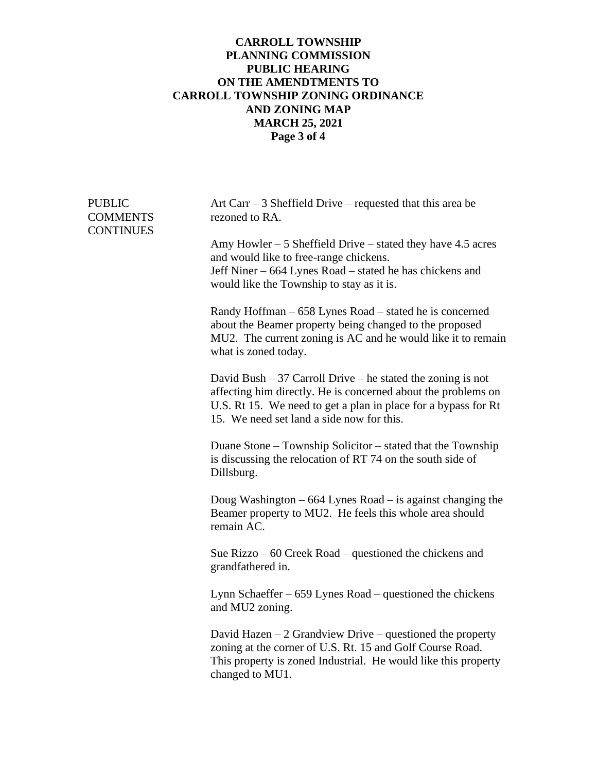**PUBLIC COMMENTS CONTINUES**

Art Carr – 3 Sheffield Drive – requested that this area be rezoned to RA.

Amy Howler – 5 Sheffield Drive – stated they have 4.5 acres and would like to free-range chickens.
Jeff Niner – 664 Lynes Road – stated he has chickens and would like the Township to stay as it is.

Randy Hoffman – 658 Lynes Road – stated he is concerned about the Beamer property being changed to the proposed MU2. The current zoning is AC and he would like it to remain what is zoned today.

David Bush – 37 Carroll Drive – he stated the zoning is not affecting him directly. He is concerned about the problems on U.S. Rt 15. We need to get a plan in place for a bypass for Rt 15. We need set land a side now for this.

Duane Stone – Township Solicitor – stated that the Township is discussing the relocation of RT 74 on the south side of Dillsburg.

Doug Washington – 664 Lynes Road – is against changing the Beamer property to MU2. He feels this whole area should remain AC.

Sue Rizzo – 60 Creek Road – questioned the chickens and grandfathered in.

Lynn Schaeffer – 659 Lynes Road – questioned the chickens and MU2 zoning.

David Hazen – 2 Grandview Drive – questioned the property zoning at the corner of U.S. Rt. 15 and Golf Course Road. This property is zoned Industrial. He would like this property changed to MU1.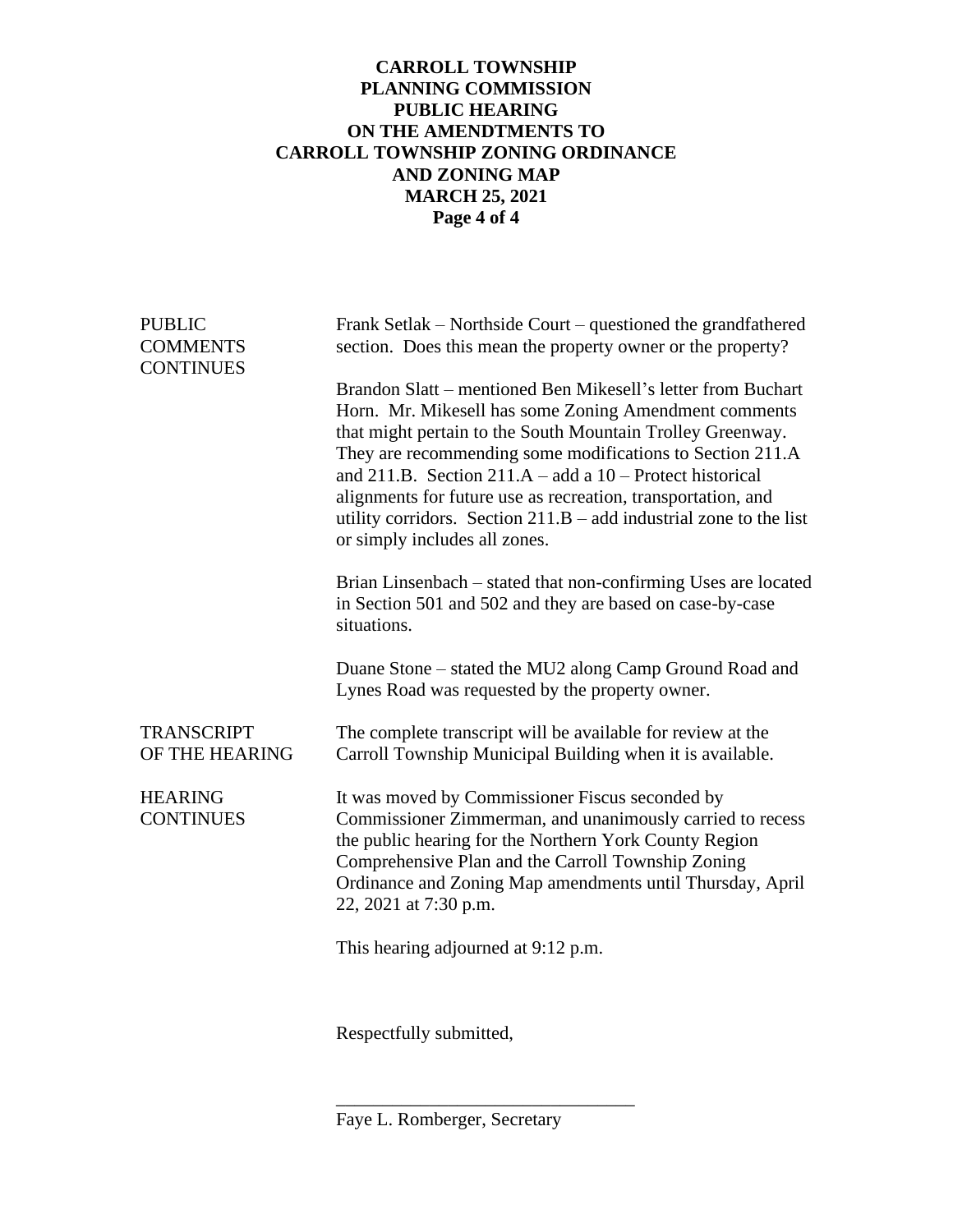**PUBLIC COMMENTS CONTINUES**

Frank Setlak – Northside Court – questioned the grandfathered section. Does this mean the property owner or the property?

Brandon Slatt – mentioned Ben Mikesell's letter from Buchart Horn. Mr. Mikesell has some Zoning Amendment comments that might pertain to the South Mountain Trolley Greenway. They are recommending some modifications to Section 211.A and 211.B. Section 211.A – add a 10 – Protect historical alignments for future use as recreation, transportation, and utility corridors. Section 211.B – add industrial zone to the list or simply includes all zones.

Brian Linsenbach – stated that non-confirming Uses are located in Section 501 and 502 and they are based on case-by-case situations.

Duane Stone – stated the MU2 along Camp Ground Road and Lynes Road was requested by the property owner.

**TRANSCRIPT OF THE HEARING**

The complete transcript will be available for review at the Carroll Township Municipal Building when it is available.

**HEARING CONTINUES**

It was moved by Commissioner Fiscus seconded by Commissioner Zimmerman, and unanimously carried to recess the public hearing for the Northern York County Region Comprehensive Plan and the Carroll Township Zoning Ordinance and Zoning Map amendments until Thursday, April 22, 2021 at 7:30 p.m.

This hearing adjourned at 9:12 p.m.

Respectfully submitted,

\_\_\_\_\_\_\_\_\_\_\_\_\_\_\_\_\_\_\_\_\_\_\_\_\_\_\_\_\_\_\_\_

Faye L. Romberger, Secretary